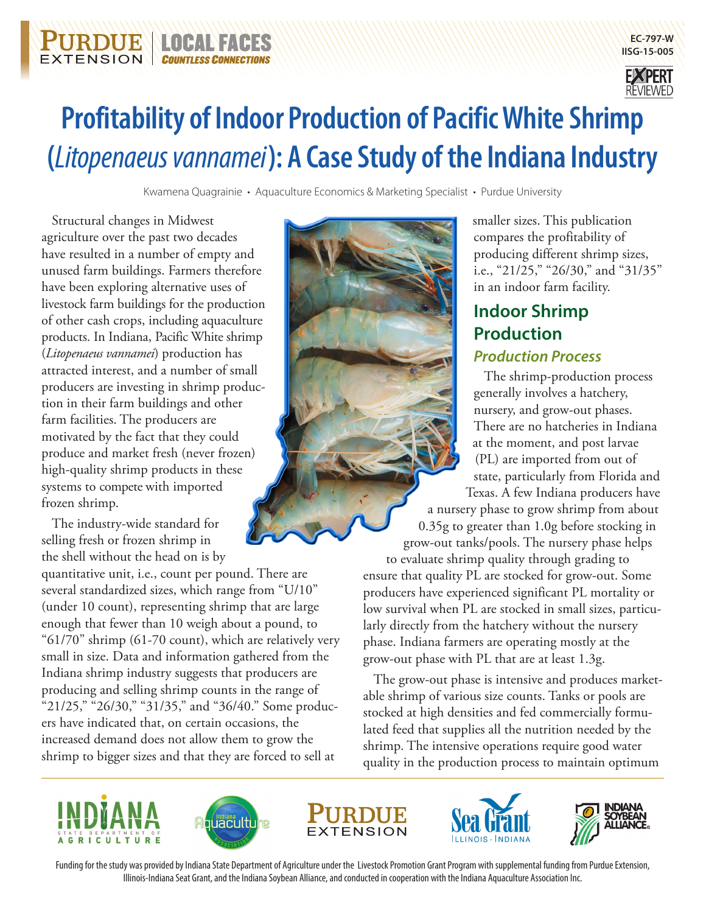EC-797-W
IISG-15-005

# Profitability of Indoor Production of Pacific White Shrimp (*Litopenaeus vannamei*): A Case Study of the Indiana Industry

Kwamena Quagrainie • Aquaculture Economics & Marketing Specialist • Purdue University

Structural changes in Midwest agriculture over the past two decades have resulted in a number of empty and unused farm buildings. Farmers therefore have been exploring alternative uses of livestock farm buildings for the production of other cash crops, including aquaculture products. In Indiana, Pacific White shrimp (*Litopenaeus vannamei*) production has attracted interest, and a number of small producers are investing in shrimp production in their farm buildings and other farm facilities. The producers are motivated by the fact that they could produce and market fresh (never frozen) high-quality shrimp products in these systems to compete with imported frozen shrimp.

The industry-wide standard for selling fresh or frozen shrimp in the shell without the head on is by quantitative unit, i.e., count per pound. There are several standardized sizes, which range from "U/10" (under 10 count), representing shrimp that are large enough that fewer than 10 weigh about a pound, to "61/70" shrimp (61-70 count), which are relatively very small in size. Data and information gathered from the Indiana shrimp industry suggests that producers are producing and selling shrimp counts in the range of "21/25," "26/30," "31/35," and "36/40." Some producers have indicated that, on certain occasions, the increased demand does not allow them to grow the shrimp to bigger sizes and that they are forced to sell at smaller sizes. This publication compares the profitability of producing different shrimp sizes, i.e., "21/25," "26/30," and "31/35" in an indoor farm facility.

## Indoor Shrimp Production

### Production Process

The shrimp-production process generally involves a hatchery, nursery, and grow-out phases. There are no hatcheries in Indiana at the moment, and post larvae (PL) are imported from out of state, particularly from Florida and Texas. A few Indiana producers have a nursery phase to grow shrimp from about 0.35g to greater than 1.0g before stocking in grow-out tanks/pools. The nursery phase helps to evaluate shrimp quality through grading to ensure that quality PL are stocked for grow-out. Some producers have experienced significant PL mortality or low survival when PL are stocked in small sizes, particularly directly from the hatchery without the nursery phase. Indiana farmers are operating mostly at the grow-out phase with PL that are at least 1.3g.

The grow-out phase is intensive and produces marketable shrimp of various size counts. Tanks or pools are stocked at high densities and fed commercially formulated feed that supplies all the nutrition needed by the shrimp. The intensive operations require good water quality in the production process to maintain optimum

Funding for the study was provided by Indiana State Department of Agriculture under the Livestock Promotion Grant Program with supplemental funding from Purdue Extension, Illinois-Indiana Seat Grant, and the Indiana Soybean Alliance, and conducted in cooperation with the Indiana Aquaculture Association Inc.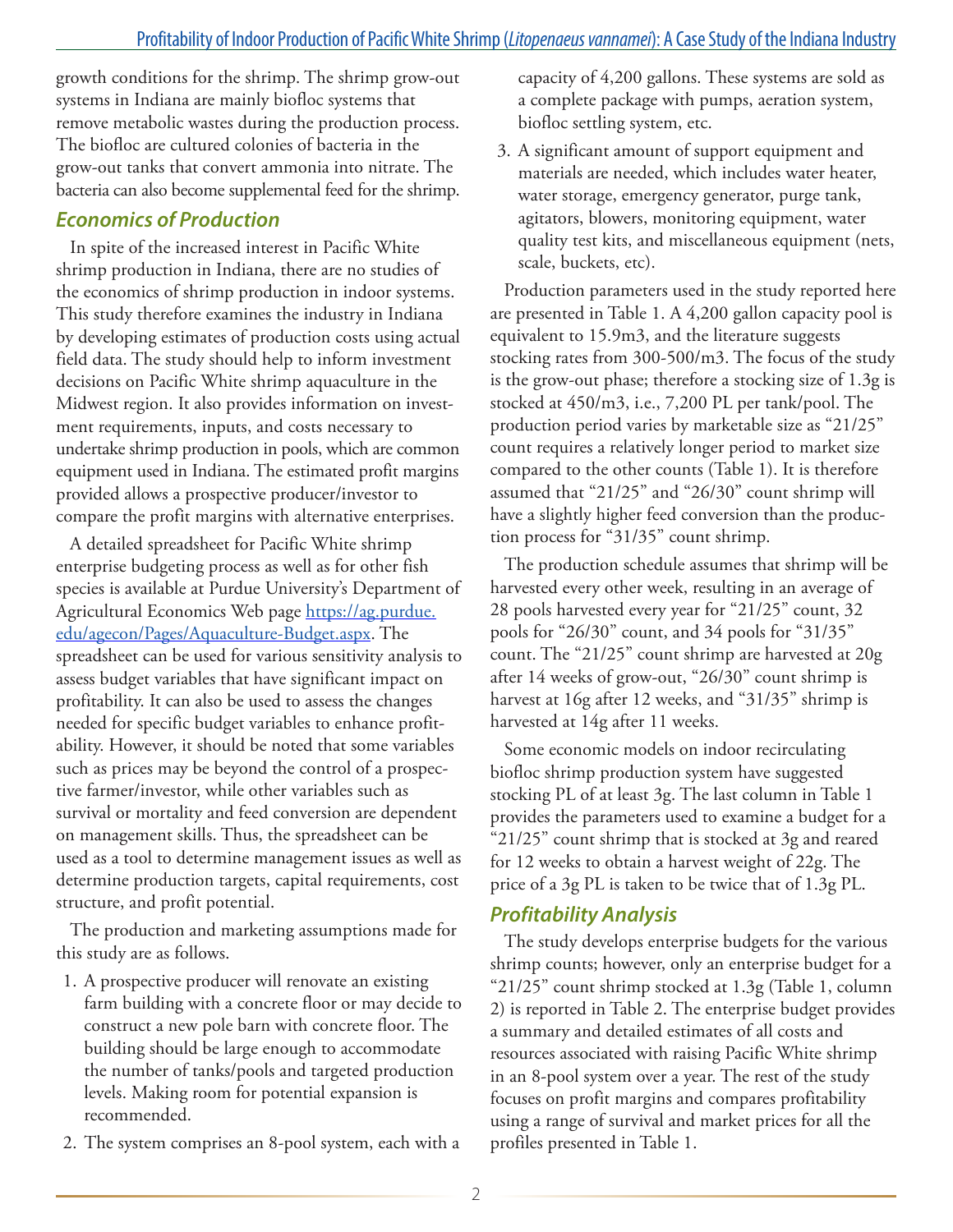growth conditions for the shrimp. The shrimp grow-out systems in Indiana are mainly biofloc systems that remove metabolic wastes during the production process. The biofloc are cultured colonies of bacteria in the grow-out tanks that convert ammonia into nitrate. The bacteria can also become supplemental feed for the shrimp.

## Economics of Production

In spite of the increased interest in Pacific White shrimp production in Indiana, there are no studies of the economics of shrimp production in indoor systems. This study therefore examines the industry in Indiana by developing estimates of production costs using actual field data. The study should help to inform investment decisions on Pacific White shrimp aquaculture in the Midwest region. It also provides information on investment requirements, inputs, and costs necessary to undertake shrimp production in pools, which are common equipment used in Indiana. The estimated profit margins provided allows a prospective producer/investor to compare the profit margins with alternative enterprises.

A detailed spreadsheet for Pacific White shrimp enterprise budgeting process as well as for other fish species is available at Purdue University's Department of Agricultural Economics Web page [https://ag.purdue.edu/agecon/Pages/Aquaculture-Budget.aspx](https://ag.purdue.edu/agecon/Pages/Aquaculture-Budget.aspx). The spreadsheet can be used for various sensitivity analysis to assess budget variables that have significant impact on profitability. It can also be used to assess the changes needed for specific budget variables to enhance profitability. However, it should be noted that some variables such as prices may be beyond the control of a prospective farmer/investor, while other variables such as survival or mortality and feed conversion are dependent on management skills. Thus, the spreadsheet can be used as a tool to determine management issues as well as determine production targets, capital requirements, cost structure, and profit potential.

The production and marketing assumptions made for this study are as follows.

1. A prospective producer will renovate an existing farm building with a concrete floor or may decide to construct a new pole barn with concrete floor. The building should be large enough to accommodate the number of tanks/pools and targeted production levels. Making room for potential expansion is recommended.
2. The system comprises an 8-pool system, each with a capacity of 4,200 gallons. These systems are sold as a complete package with pumps, aeration system, biofloc settling system, etc.
3. A significant amount of support equipment and materials are needed, which includes water heater, water storage, emergency generator, purge tank, agitators, blowers, monitoring equipment, water quality test kits, and miscellaneous equipment (nets, scale, buckets, etc).

Production parameters used in the study reported here are presented in Table 1. A 4,200 gallon capacity pool is equivalent to 15.9m3, and the literature suggests stocking rates from 300-500/m3. The focus of the study is the grow-out phase; therefore a stocking size of 1.3g is stocked at 450/m3, i.e., 7,200 PL per tank/pool. The production period varies by marketable size as "21/25" count requires a relatively longer period to market size compared to the other counts (Table 1). It is therefore assumed that "21/25" and "26/30" count shrimp will have a slightly higher feed conversion than the production process for "31/35" count shrimp.

The production schedule assumes that shrimp will be harvested every other week, resulting in an average of 28 pools harvested every year for "21/25" count, 32 pools for "26/30" count, and 34 pools for "31/35" count. The "21/25" count shrimp are harvested at 20g after 14 weeks of grow-out, "26/30" count shrimp is harvest at 16g after 12 weeks, and "31/35" shrimp is harvested at 14g after 11 weeks.

Some economic models on indoor recirculating biofloc shrimp production system have suggested stocking PL of at least 3g. The last column in Table 1 provides the parameters used to examine a budget for a "21/25" count shrimp that is stocked at 3g and reared for 12 weeks to obtain a harvest weight of 22g. The price of a 3g PL is taken to be twice that of 1.3g PL.

## Profitability Analysis

The study develops enterprise budgets for the various shrimp counts; however, only an enterprise budget for a "21/25" count shrimp stocked at 1.3g (Table 1, column 2) is reported in Table 2. The enterprise budget provides a summary and detailed estimates of all costs and resources associated with raising Pacific White shrimp in an 8-pool system over a year. The rest of the study focuses on profit margins and compares profitability using a range of survival and market prices for all the profiles presented in Table 1.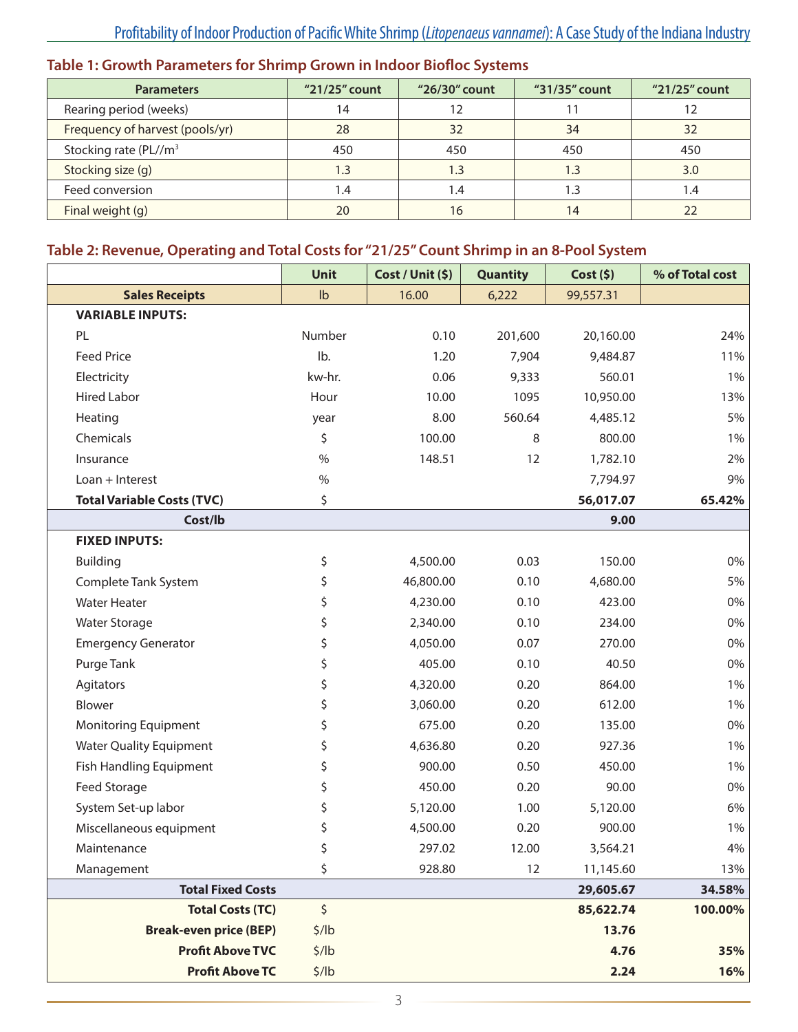## Table 1: Growth Parameters for Shrimp Grown in Indoor Biofloc Systems

| Parameters | "21/25" count | "26/30" count | "31/35" count | "21/25" count |
|---|---|---|---|---|
| Rearing period (weeks) | 14 | 12 | 11 | 12 |
| Frequency of harvest (pools/yr) | 28 | 32 | 34 | 32 |
| Stocking rate (PL//$m^3$ | 450 | 450 | 450 | 450 |
| Stocking size (g) | 1.3 | 1.3 | 1.3 | 3.0 |
| Feed conversion | 1.4 | 1.4 | 1.3 | 1.4 |
| Final weight (g) | 20 | 16 | 14 | 22 |

## Table 2: Revenue, Operating and Total Costs for "21/25" Count Shrimp in an 8-Pool System

| | Unit | Cost / Unit ($) | Quantity | Cost ($) | % of Total cost |
|---|---|---|---|---|---|
| **Sales Receipts** | lb | 16.00 | 6,222 | 99,557.31 | |
| **VARIABLE INPUTS:** | | | | | |
| PL | Number | 0.10 | 201,600 | 20,160.00 | 24% |
| Feed Price | lb. | 1.20 | 7,904 | 9,484.87 | 11% |
| Electricity | kw-hr. | 0.06 | 9,333 | 560.01 | 1% |
| Hired Labor | Hour | 10.00 | 1095 | 10,950.00 | 13% |
| Heating | year | 8.00 | 560.64 | 4,485.12 | 5% |
| Chemicals | $ | 100.00 | 8 | 800.00 | 1% |
| Insurance | % | 148.51 | 12 | 1,782.10 | 2% |
| Loan + Interest | % | | | 7,794.97 | 9% |
| **Total Variable Costs (TVC)** | $ | | | **56,017.07** | **65.42%** |
| **Cost/lb** | | | | **9.00** | |
| **FIXED INPUTS:** | | | | | |
| Building | $ | 4,500.00 | 0.03 | 150.00 | 0% |
| Complete Tank System | $ | 46,800.00 | 0.10 | 4,680.00 | 5% |
| Water Heater | $ | 4,230.00 | 0.10 | 423.00 | 0% |
| Water Storage | $ | 2,340.00 | 0.10 | 234.00 | 0% |
| Emergency Generator | $ | 4,050.00 | 0.07 | 270.00 | 0% |
| Purge Tank | $ | 405.00 | 0.10 | 40.50 | 0% |
| Agitators | $ | 4,320.00 | 0.20 | 864.00 | 1% |
| Blower | $ | 3,060.00 | 0.20 | 612.00 | 1% |
| Monitoring Equipment | $ | 675.00 | 0.20 | 135.00 | 0% |
| Water Quality Equipment | $ | 4,636.80 | 0.20 | 927.36 | 1% |
| Fish Handling Equipment | $ | 900.00 | 0.50 | 450.00 | 1% |
| Feed Storage | $ | 450.00 | 0.20 | 90.00 | 0% |
| System Set-up labor | $ | 5,120.00 | 1.00 | 5,120.00 | 6% |
| Miscellaneous equipment | $ | 4,500.00 | 0.20 | 900.00 | 1% |
| Maintenance | $ | 297.02 | 12.00 | 3,564.21 | 4% |
| Management | $ | 928.80 | 12 | 11,145.60 | 13% |
| **Total Fixed Costs** | | | | **29,605.67** | **34.58%** |
| **Total Costs (TC)** | $ | | | **85,622.74** | **100.00%** |
| **Break-even price (BEP)** | $/lb | | | **13.76** | |
| **Profit Above TVC** | $/lb | | | **4.76** | **35%** |
| **Profit Above TC** | $/lb | | | **2.24** | **16%** |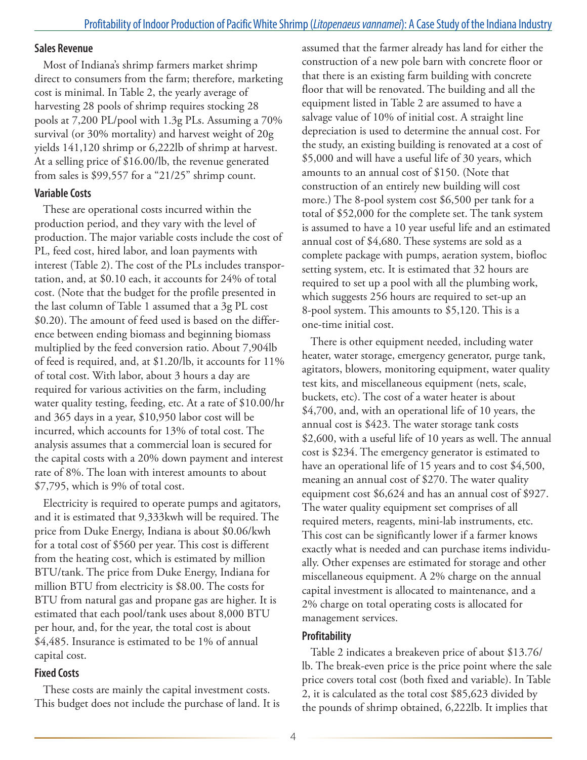### Sales Revenue

Most of Indiana's shrimp farmers market shrimp direct to consumers from the farm; therefore, marketing cost is minimal. In Table 2, the yearly average of harvesting 28 pools of shrimp requires stocking 28 pools at 7,200 PL/pool with 1.3g PLs. Assuming a 70% survival (or 30% mortality) and harvest weight of 20g yields 141,120 shrimp or 6,222lb of shrimp at harvest. At a selling price of $16.00/lb, the revenue generated from sales is $99,557 for a "21/25" shrimp count.

### Variable Costs

These are operational costs incurred within the production period, and they vary with the level of production. The major variable costs include the cost of PL, feed cost, hired labor, and loan payments with interest (Table 2). The cost of the PLs includes transportation, and, at $0.10 each, it accounts for 24% of total cost. (Note that the budget for the profile presented in the last column of Table 1 assumed that a 3g PL cost $0.20). The amount of feed used is based on the difference between ending biomass and beginning biomass multiplied by the feed conversion ratio. About 7,904lb of feed is required, and, at $1.20/lb, it accounts for 11% of total cost. With labor, about 3 hours a day are required for various activities on the farm, including water quality testing, feeding, etc. At a rate of $10.00/hr and 365 days in a year, $10,950 labor cost will be incurred, which accounts for 13% of total cost. The analysis assumes that a commercial loan is secured for the capital costs with a 20% down payment and interest rate of 8%. The loan with interest amounts to about $7,795, which is 9% of total cost.

Electricity is required to operate pumps and agitators, and it is estimated that 9,333kwh will be required. The price from Duke Energy, Indiana is about $0.06/kwh for a total cost of $560 per year. This cost is different from the heating cost, which is estimated by million BTU/tank. The price from Duke Energy, Indiana for million BTU from electricity is $8.00. The costs for BTU from natural gas and propane gas are higher. It is estimated that each pool/tank uses about 8,000 BTU per hour, and, for the year, the total cost is about $4,485. Insurance is estimated to be 1% of annual capital cost.

### Fixed Costs

These costs are mainly the capital investment costs. This budget does not include the purchase of land. It is assumed that the farmer already has land for either the construction of a new pole barn with concrete floor or that there is an existing farm building with concrete floor that will be renovated. The building and all the equipment listed in Table 2 are assumed to have a salvage value of 10% of initial cost. A straight line depreciation is used to determine the annual cost. For the study, an existing building is renovated at a cost of $5,000 and will have a useful life of 30 years, which amounts to an annual cost of $150. (Note that construction of an entirely new building will cost more.) The 8-pool system cost $6,500 per tank for a total of $52,000 for the complete set. The tank system is assumed to have a 10 year useful life and an estimated annual cost of $4,680. These systems are sold as a complete package with pumps, aeration system, biofloc setting system, etc. It is estimated that 32 hours are required to set up a pool with all the plumbing work, which suggests 256 hours are required to set-up an 8-pool system. This amounts to $5,120. This is a one-time initial cost.

There is other equipment needed, including water heater, water storage, emergency generator, purge tank, agitators, blowers, monitoring equipment, water quality test kits, and miscellaneous equipment (nets, scale, buckets, etc). The cost of a water heater is about $4,700, and, with an operational life of 10 years, the annual cost is $423. The water storage tank costs $2,600, with a useful life of 10 years as well. The annual cost is $234. The emergency generator is estimated to have an operational life of 15 years and to cost $4,500, meaning an annual cost of $270. The water quality equipment cost $6,624 and has an annual cost of $927. The water quality equipment set comprises of all required meters, reagents, mini-lab instruments, etc. This cost can be significantly lower if a farmer knows exactly what is needed and can purchase items individually. Other expenses are estimated for storage and other miscellaneous equipment. A 2% charge on the annual capital investment is allocated to maintenance, and a 2% charge on total operating costs is allocated for management services.

### Profitability

Table 2 indicates a breakeven price of about $13.76/lb. The break-even price is the price point where the sale price covers total cost (both fixed and variable). In Table 2, it is calculated as the total cost $85,623 divided by the pounds of shrimp obtained, 6,222lb. It implies that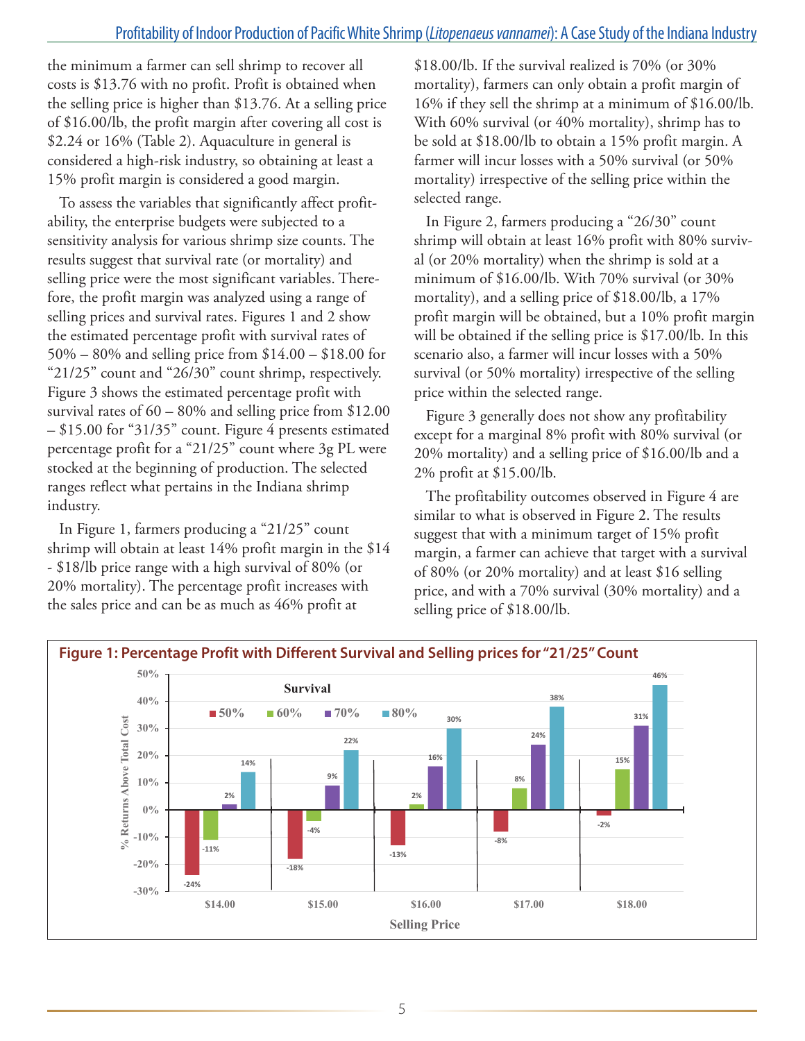the minimum a farmer can sell shrimp to recover all costs is $13.76 with no profit. Profit is obtained when the selling price is higher than $13.76. At a selling price of $16.00/lb, the profit margin after covering all cost is $2.24 or 16% (Table 2). Aquaculture in general is considered a high-risk industry, so obtaining at least a 15% profit margin is considered a good margin.

To assess the variables that significantly affect profitability, the enterprise budgets were subjected to a sensitivity analysis for various shrimp size counts. The results suggest that survival rate (or mortality) and selling price were the most significant variables. Therefore, the profit margin was analyzed using a range of selling prices and survival rates. Figures 1 and 2 show the estimated percentage profit with survival rates of 50% – 80% and selling price from $14.00 – $18.00 for "21/25" count and "26/30" count shrimp, respectively. Figure 3 shows the estimated percentage profit with survival rates of 60 – 80% and selling price from $12.00 – $15.00 for "31/35" count. Figure 4 presents estimated percentage profit for a "21/25" count where 3g PL were stocked at the beginning of production. The selected ranges reflect what pertains in the Indiana shrimp industry.

In Figure 1, farmers producing a "21/25" count shrimp will obtain at least 14% profit margin in the $14 - $18/lb price range with a high survival of 80% (or 20% mortality). The percentage profit increases with the sales price and can be as much as 46% profit at $18.00/lb. If the survival realized is 70% (or 30% mortality), farmers can only obtain a profit margin of 16% if they sell the shrimp at a minimum of $16.00/lb. With 60% survival (or 40% mortality), shrimp has to be sold at $18.00/lb to obtain a 15% profit margin. A farmer will incur losses with a 50% survival (or 50% mortality) irrespective of the selling price within the selected range.

In Figure 2, farmers producing a "26/30" count shrimp will obtain at least 16% profit with 80% survival (or 20% mortality) when the shrimp is sold at a minimum of $16.00/lb. With 70% survival (or 30% mortality), and a selling price of $18.00/lb, a 17% profit margin will be obtained, but a 10% profit margin will be obtained if the selling price is $17.00/lb. In this scenario also, a farmer will incur losses with a 50% survival (or 50% mortality) irrespective of the selling price within the selected range.

Figure 3 generally does not show any profitability except for a marginal 8% profit with 80% survival (or 20% mortality) and a selling price of $16.00/lb and a 2% profit at $15.00/lb.

The profitability outcomes observed in Figure 4 are similar to what is observed in Figure 2. The results suggest that with a minimum target of 15% profit margin, a farmer can achieve that target with a survival of 80% (or 20% mortality) and at least $16 selling price, and with a 70% survival (30% mortality) and a selling price of $18.00/lb.

**Figure 1: Percentage Profit with Different Survival and Selling prices for "21/25" Count**

| Selling Price | 50% | 60% | 70% | 80% |
|---|---|---|---|---|
| $14.00 | -24% | -11% | 2% | 14% |
| $15.00 | -18% | -4% | 9% | 22% |
| $16.00 | -13% | 2% | 16% | 30% |
| $17.00 | -8% | 8% | 24% | 38% |
| $18.00 | -2% | 15% | 31% | 46% |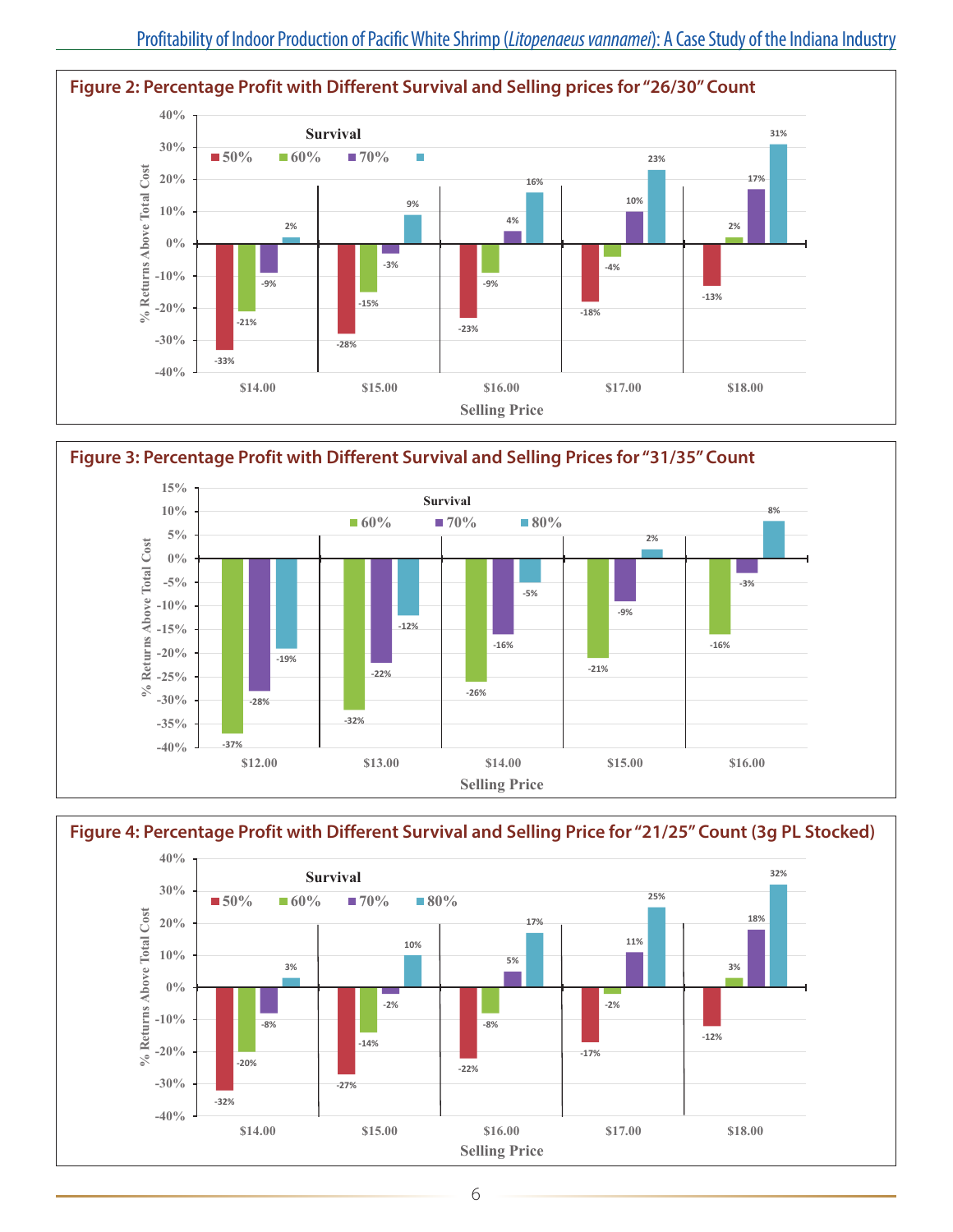**Figure 2: Percentage Profit with Different Survival and Selling prices for "26/30" Count**

| Selling Price | 50% | 60% | 70% | (80%) |
|---|---|---|---|---|
| $14.00 | -33% | -21% | -9% | 2% |
| $15.00 | -28% | -15% | -3% | 9% |
| $16.00 | -23% | -9% | 4% | 16% |
| $17.00 | -18% | -4% | 10% | 23% |
| $18.00 | -13% | 2% | 17% | 31% |

**Figure 3: Percentage Profit with Different Survival and Selling Prices for "31/35" Count**

| Selling Price | 60% | 70% | 80% |
|---|---|---|---|
| $12.00 | -37% | -28% | -19% |
| $13.00 | -32% | -22% | -12% |
| $14.00 | -26% | -16% | -5% |
| $15.00 | -21% | -9% | 2% |
| $16.00 | -16% | -3% | 8% |

**Figure 4: Percentage Profit with Different Survival and Selling Price for "21/25" Count (3g PL Stocked)**

| Selling Price | 50% | 60% | 70% | 80% |
|---|---|---|---|---|
| $14.00 | -32% | -20% | -8% | 3% |
| $15.00 | -27% | -14% | -2% | 10% |
| $16.00 | -22% | -8% | 5% | 17% |
| $17.00 | -17% | -2% | 11% | 25% |
| $18.00 | -12% | 3% | 18% | 32% |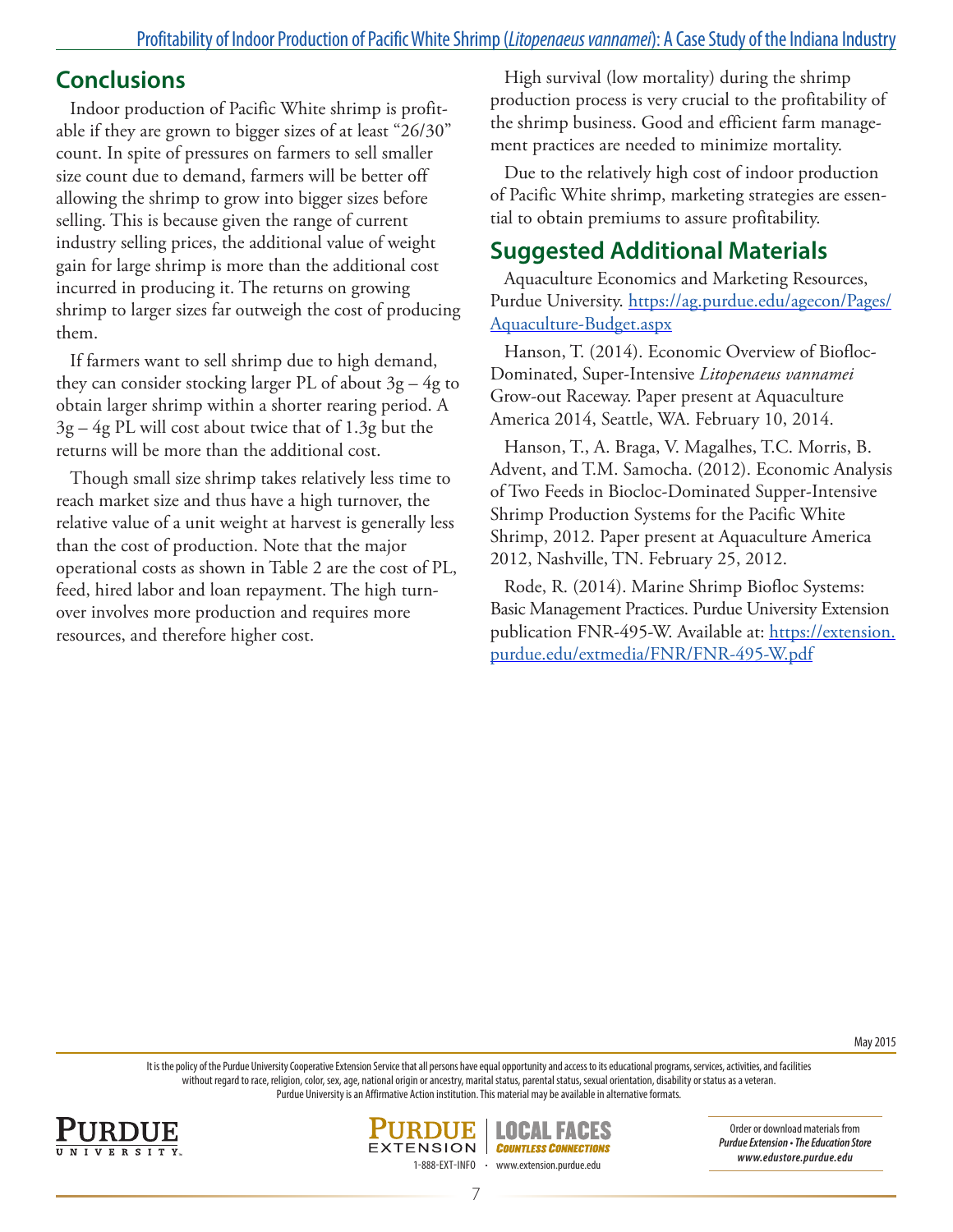## Conclusions

Indoor production of Pacific White shrimp is profitable if they are grown to bigger sizes of at least "26/30" count. In spite of pressures on farmers to sell smaller size count due to demand, farmers will be better off allowing the shrimp to grow into bigger sizes before selling. This is because given the range of current industry selling prices, the additional value of weight gain for large shrimp is more than the additional cost incurred in producing it. The returns on growing shrimp to larger sizes far outweigh the cost of producing them.

If farmers want to sell shrimp due to high demand, they can consider stocking larger PL of about 3g – 4g to obtain larger shrimp within a shorter rearing period. A 3g – 4g PL will cost about twice that of 1.3g but the returns will be more than the additional cost.

Though small size shrimp takes relatively less time to reach market size and thus have a high turnover, the relative value of a unit weight at harvest is generally less than the cost of production. Note that the major operational costs as shown in Table 2 are the cost of PL, feed, hired labor and loan repayment. The high turnover involves more production and requires more resources, and therefore higher cost.

High survival (low mortality) during the shrimp production process is very crucial to the profitability of the shrimp business. Good and efficient farm management practices are needed to minimize mortality.

Due to the relatively high cost of indoor production of Pacific White shrimp, marketing strategies are essential to obtain premiums to assure profitability.

## Suggested Additional Materials

Aquaculture Economics and Marketing Resources, Purdue University. https://ag.purdue.edu/agecon/Pages/Aquaculture-Budget.aspx

Hanson, T. (2014). Economic Overview of Biofloc-Dominated, Super-Intensive *Litopenaeus vannamei* Grow-out Raceway. Paper present at Aquaculture America 2014, Seattle, WA. February 10, 2014.

Hanson, T., A. Braga, V. Magalhes, T.C. Morris, B. Advent, and T.M. Samocha. (2012). Economic Analysis of Two Feeds in Biocloc-Dominated Supper-Intensive Shrimp Production Systems for the Pacific White Shrimp, 2012. Paper present at Aquaculture America 2012, Nashville, TN. February 25, 2012.

Rode, R. (2014). Marine Shrimp Biofloc Systems: Basic Management Practices. Purdue University Extension publication FNR-495-W. Available at: https://extension.purdue.edu/extmedia/FNR/FNR-495-W.pdf

May 2015

It is the policy of the Purdue University Cooperative Extension Service that all persons have equal opportunity and access to its educational programs, services, activities, and facilities without regard to race, religion, color, sex, age, national origin or ancestry, marital status, parental status, sexual orientation, disability or status as a veteran. Purdue University is an Affirmative Action institution. This material may be available in alternative formats.

Purdue University

Purdue Extension | Local Faces *Countless Connections*

1-888-EXT-INFO • www.extension.purdue.edu

Order or download materials from *Purdue Extension • The Education Store* *www.edustore.purdue.edu*